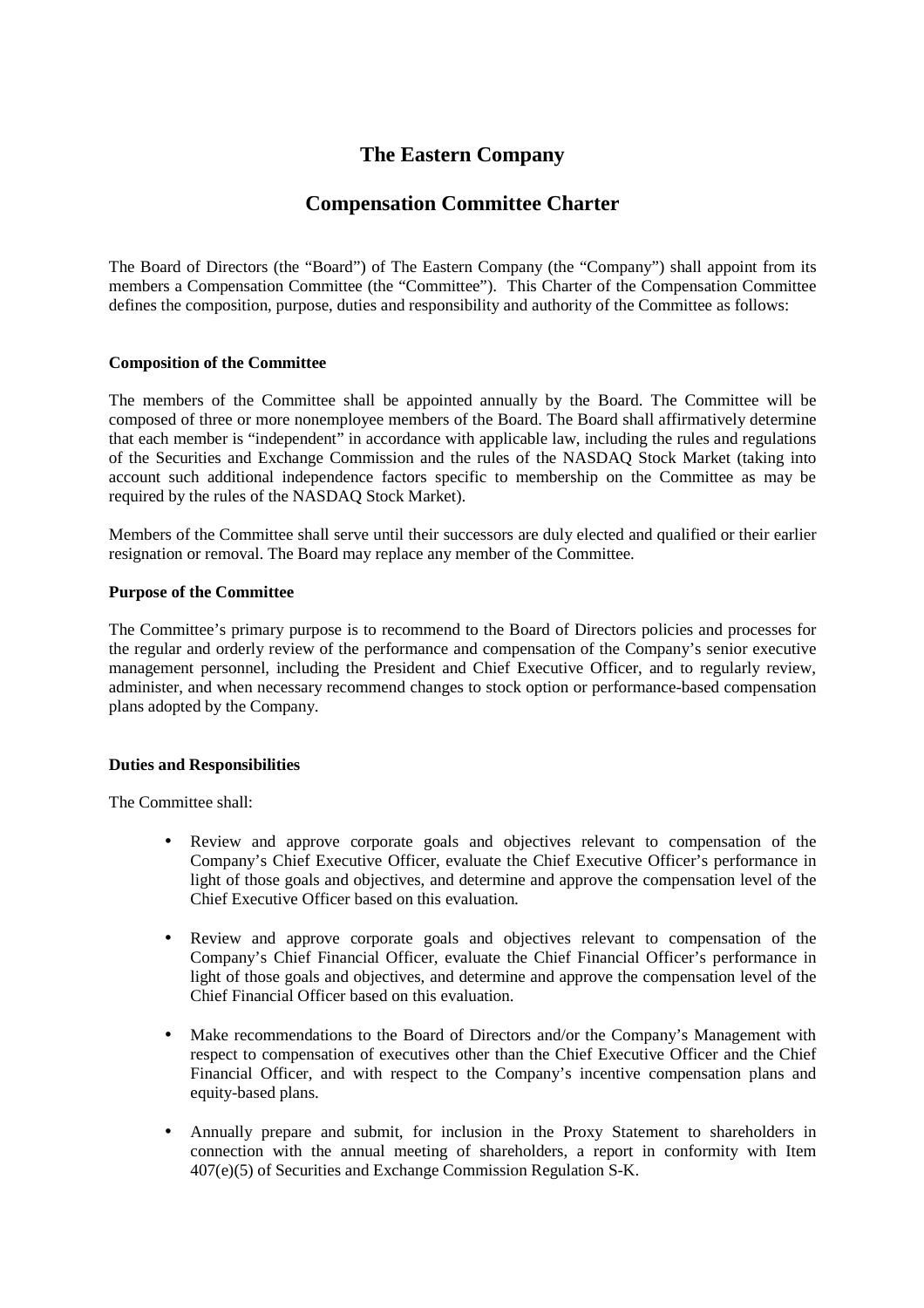# The Eastern Company

## Compensation Committee Charter

The Board of Directors (the "Board") of The Eastern Company (the "Company") shall appoint from its members a Compensation Committee (the "Committee"). This Charter of the Compensation Committee defines the composition, purpose, duties and responsibility and authority of the Committee as follows:

**Composition of the Committee**

The members of the Committee shall be appointed annually by the Board. The Committee will be composed of three or more nonemployee members of the Board. The Board shall affirmatively determine that each member is "independent" in accordance with applicable law, including the rules and regulations of the Securities and Exchange Commission and the rules of the NASDAQ Stock Market (taking into account such additional independence factors specific to membership on the Committee as may be required by the rules of the NASDAQ Stock Market).

Members of the Committee shall serve until their successors are duly elected and qualified or their earlier resignation or removal. The Board may replace any member of the Committee.

**Purpose of the Committee**

The Committee's primary purpose is to recommend to the Board of Directors policies and processes for the regular and orderly review of the performance and compensation of the Company's senior executive management personnel, including the President and Chief Executive Officer, and to regularly review, administer, and when necessary recommend changes to stock option or performance-based compensation plans adopted by the Company.

**Duties and Responsibilities**

The Committee shall:

- Review and approve corporate goals and objectives relevant to compensation of the Company's Chief Executive Officer, evaluate the Chief Executive Officer's performance in light of those goals and objectives, and determine and approve the compensation level of the Chief Executive Officer based on this evaluation.
- Review and approve corporate goals and objectives relevant to compensation of the Company's Chief Financial Officer, evaluate the Chief Financial Officer's performance in light of those goals and objectives, and determine and approve the compensation level of the Chief Financial Officer based on this evaluation.
- Make recommendations to the Board of Directors and/or the Company's Management with respect to compensation of executives other than the Chief Executive Officer and the Chief Financial Officer, and with respect to the Company's incentive compensation plans and equity-based plans.
- Annually prepare and submit, for inclusion in the Proxy Statement to shareholders in connection with the annual meeting of shareholders, a report in conformity with Item 407(e)(5) of Securities and Exchange Commission Regulation S-K.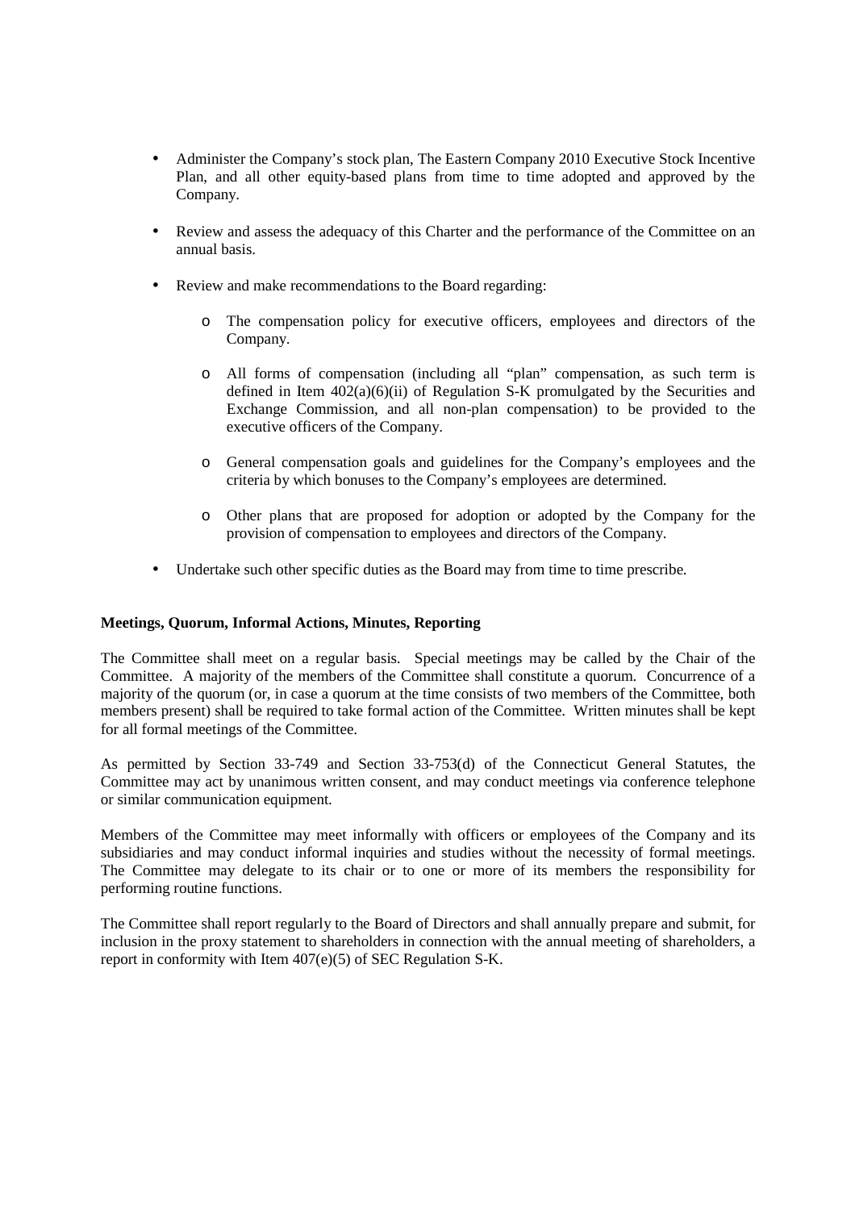- Administer the Company's stock plan, The Eastern Company 2010 Executive Stock Incentive Plan, and all other equity-based plans from time to time adopted and approved by the Company.

- Review and assess the adequacy of this Charter and the performance of the Committee on an annual basis.

- Review and make recommendations to the Board regarding:

    - The compensation policy for executive officers, employees and directors of the Company.

    - All forms of compensation (including all "plan" compensation, as such term is defined in Item 402(a)(6)(ii) of Regulation S-K promulgated by the Securities and Exchange Commission, and all non-plan compensation) to be provided to the executive officers of the Company.

    - General compensation goals and guidelines for the Company's employees and the criteria by which bonuses to the Company's employees are determined.

    - Other plans that are proposed for adoption or adopted by the Company for the provision of compensation to employees and directors of the Company.

- Undertake such other specific duties as the Board may from time to time prescribe.

**Meetings, Quorum, Informal Actions, Minutes, Reporting**

The Committee shall meet on a regular basis. Special meetings may be called by the Chair of the Committee. A majority of the members of the Committee shall constitute a quorum. Concurrence of a majority of the quorum (or, in case a quorum at the time consists of two members of the Committee, both members present) shall be required to take formal action of the Committee. Written minutes shall be kept for all formal meetings of the Committee.

As permitted by Section 33-749 and Section 33-753(d) of the Connecticut General Statutes, the Committee may act by unanimous written consent, and may conduct meetings via conference telephone or similar communication equipment.

Members of the Committee may meet informally with officers or employees of the Company and its subsidiaries and may conduct informal inquiries and studies without the necessity of formal meetings. The Committee may delegate to its chair or to one or more of its members the responsibility for performing routine functions.

The Committee shall report regularly to the Board of Directors and shall annually prepare and submit, for inclusion in the proxy statement to shareholders in connection with the annual meeting of shareholders, a report in conformity with Item 407(e)(5) of SEC Regulation S-K.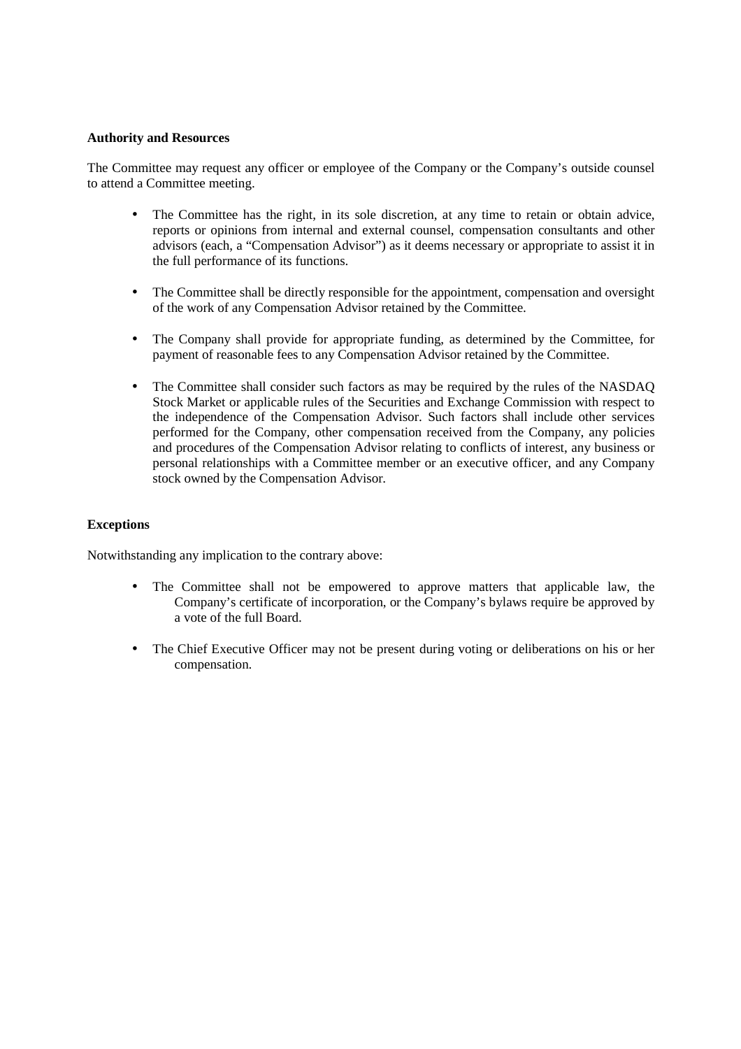**Authority and Resources**

The Committee may request any officer or employee of the Company or the Company's outside counsel to attend a Committee meeting.

- The Committee has the right, in its sole discretion, at any time to retain or obtain advice, reports or opinions from internal and external counsel, compensation consultants and other advisors (each, a "Compensation Advisor") as it deems necessary or appropriate to assist it in the full performance of its functions.

- The Committee shall be directly responsible for the appointment, compensation and oversight of the work of any Compensation Advisor retained by the Committee.

- The Company shall provide for appropriate funding, as determined by the Committee, for payment of reasonable fees to any Compensation Advisor retained by the Committee.

- The Committee shall consider such factors as may be required by the rules of the NASDAQ Stock Market or applicable rules of the Securities and Exchange Commission with respect to the independence of the Compensation Advisor. Such factors shall include other services performed for the Company, other compensation received from the Company, any policies and procedures of the Compensation Advisor relating to conflicts of interest, any business or personal relationships with a Committee member or an executive officer, and any Company stock owned by the Compensation Advisor.

**Exceptions**

Notwithstanding any implication to the contrary above:

- The Committee shall not be empowered to approve matters that applicable law, the Company's certificate of incorporation, or the Company's bylaws require be approved by a vote of the full Board.

- The Chief Executive Officer may not be present during voting or deliberations on his or her compensation.